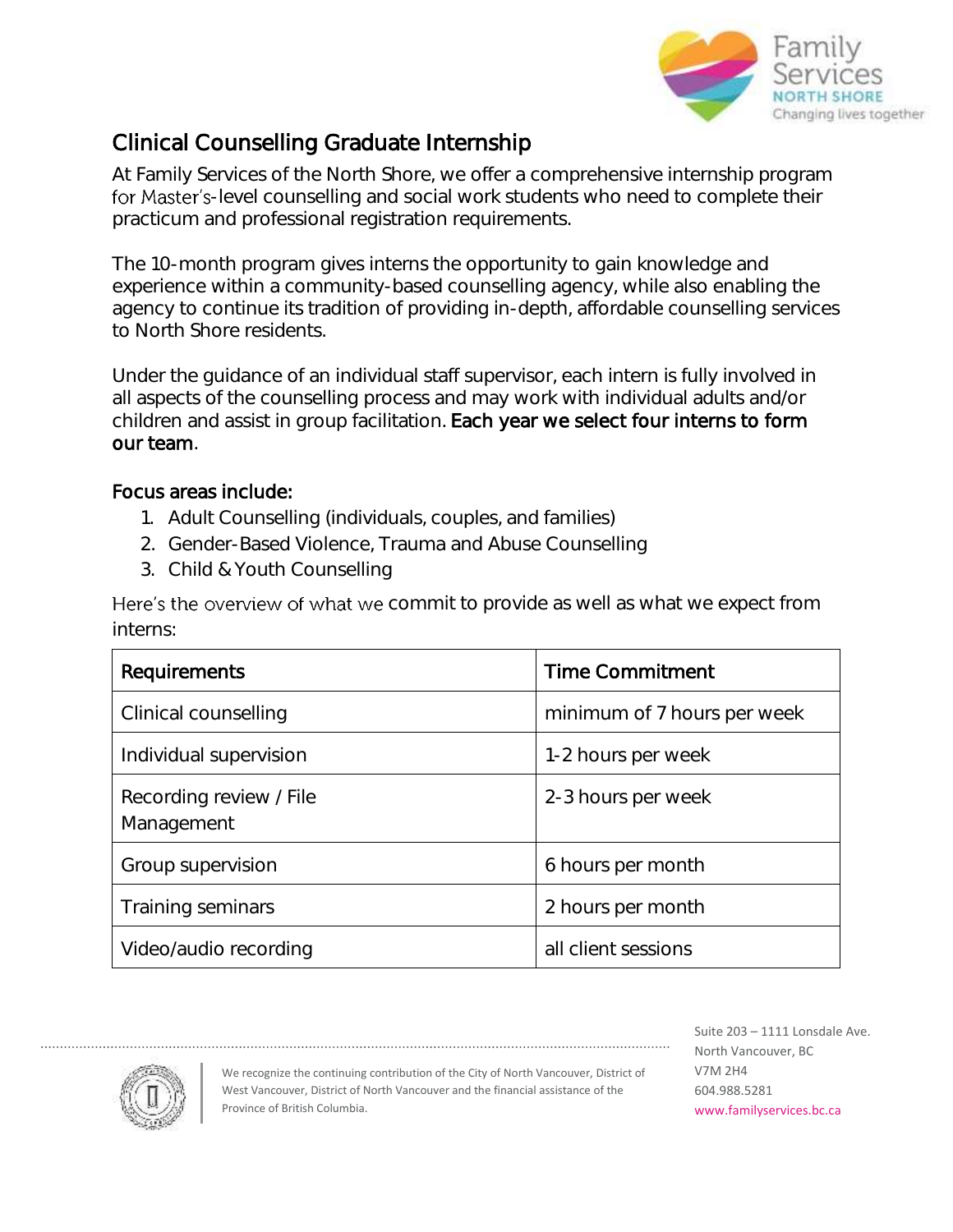# Clinical Counselling Graduate Internship

At Family Services of the North Shore, we offer a comprehensive internship program for Master's-level counselling and social work students who need to complete their practicum and professional registration requirements.

The 10-month program gives interns the opportunity to gain knowledge and experience within a community-based counselling agency, while also enabling the agency to continue its tradition of providing in-depth, affordable counselling services to North Shore residents.

Under the guidance of an individual staff supervisor, each intern is fully involved in all aspects of the counselling process and may work with individual adults and/or children and assist in group facilitation. **Each year we select four interns to form our team**.

**Focus areas include:**

1. Adult Counselling (individuals, couples, and families)
2. Gender-Based Violence, Trauma and Abuse Counselling
3. Child & Youth Counselling

Here's the overview of what we commit to provide as well as what we expect from interns:

| Requirements | Time Commitment |
|---|---|
| Clinical counselling | minimum of 7 hours per week |
| Individual supervision | 1-2 hours per week |
| Recording review / File Management | 2-3 hours per week |
| Group supervision | 6 hours per month |
| Training seminars | 2 hours per month |
| Video/audio recording | all client sessions |

We recognize the continuing contribution of the City of North Vancouver, District of West Vancouver, District of North Vancouver and the financial assistance of the Province of British Columbia.

Suite 203 – 1111 Lonsdale Ave.
North Vancouver, BC
V7M 2H4
604.988.5281
www.familyservices.bc.ca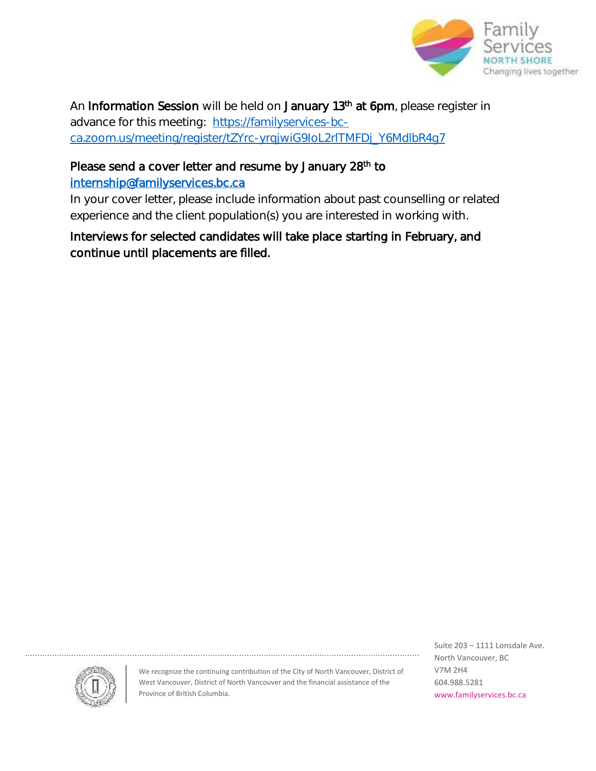An **Information Session** will be held on **January 13th at 6pm**, please register in advance for this meeting: https://familyservices-bc-ca.zoom.us/meeting/register/tZYrc-yrqjwiG9IoL2rlTMFDj_Y6MdlbR4g7

**Please send a cover letter and resume by January 28th to internship@familyservices.bc.ca**

In your cover letter, please include information about past counselling or related experience and the client population(s) you are interested in working with.

**Interviews for selected candidates will take place starting in February, and continue until placements are filled.**

We recognize the continuing contribution of the City of North Vancouver, District of West Vancouver, District of North Vancouver and the financial assistance of the Province of British Columbia.

Suite 203 – 1111 Lonsdale Ave.
North Vancouver, BC
V7M 2H4
604.988.5281
www.familyservices.bc.ca